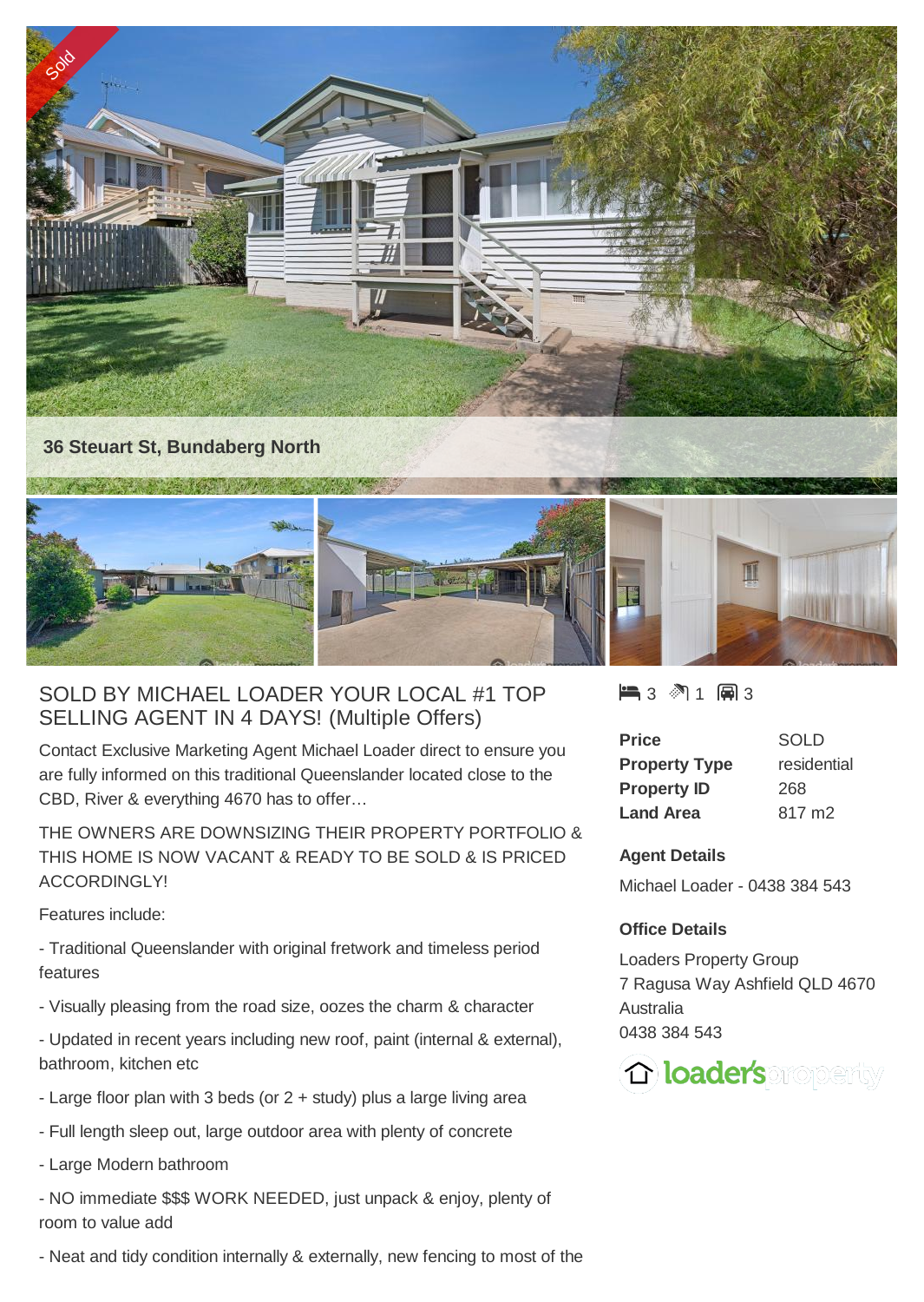Sold

36 Steuart St, Bundaberg North

## SOLD BY MICHAEL LOADER YOUR LOCAL #1 TOP SELLING AGENT IN 4 DAYS! (Multiple Offers)

Contact Exclusive Marketing Agent Michael Loader direct to ensure you are fully informed on this traditional Queenslander located close to the CBD, River & everything 4670 has to offer…

THE OWNERS ARE DOWNSIZING THEIR PROPERTY PORTFOLIO & THIS HOME IS NOW VACANT & READY TO BE SOLD & IS PRICED ACCORDINGLY!

Features include:

- Traditional Queenslander with original fretwork and timeless period features

- Visually pleasing from the road size, oozes the charm & character

- Updated in recent years including new roof, paint (internal & external), bathroom, kitchen etc

- Large floor plan with 3 beds (or 2 + study) plus a large living area

- Full length sleep out, large outdoor area with plenty of concrete

- Large Modern bathroom

- NO immediate $$$ WORK NEEDED, just unpack & enjoy, plenty of room to value add

- Neat and tidy condition internally & externally, new fencing to most of the

3 bed, 1 bath, 3 car

| | |
|---|---|
| **Price** | SOLD |
| **Property Type** | residential |
| **Property ID** | 268 |
| **Land Area** | 817 m2 |

**Agent Details**

Michael Loader - 0438 384 543

**Office Details**

Loaders Property Group
7 Ragusa Way Ashfield QLD 4670
Australia
0438 384 543

loader's property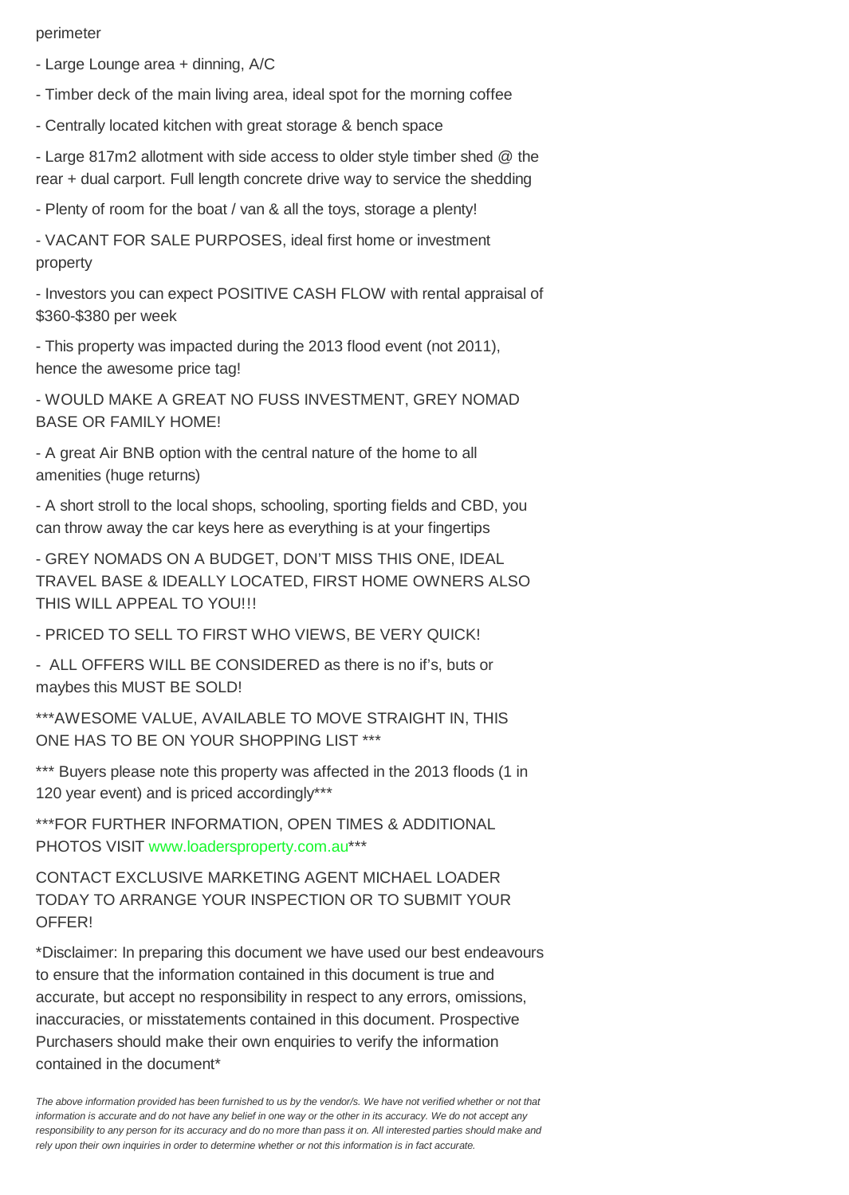perimeter

- Large Lounge area + dinning, A/C
- Timber deck of the main living area, ideal spot for the morning coffee
- Centrally located kitchen with great storage & bench space
- Large 817m2 allotment with side access to older style timber shed @ the rear + dual carport. Full length concrete drive way to service the shedding
- Plenty of room for the boat / van & all the toys, storage a plenty!
- VACANT FOR SALE PURPOSES, ideal first home or investment property
- Investors you can expect POSITIVE CASH FLOW with rental appraisal of $360-$380 per week
- This property was impacted during the 2013 flood event (not 2011), hence the awesome price tag!
- WOULD MAKE A GREAT NO FUSS INVESTMENT, GREY NOMAD BASE OR FAMILY HOME!
- A great Air BNB option with the central nature of the home to all amenities (huge returns)
- A short stroll to the local shops, schooling, sporting fields and CBD, you can throw away the car keys here as everything is at your fingertips
- GREY NOMADS ON A BUDGET, DON'T MISS THIS ONE, IDEAL TRAVEL BASE & IDEALLY LOCATED, FIRST HOME OWNERS ALSO THIS WILL APPEAL TO YOU!!!
- PRICED TO SELL TO FIRST WHO VIEWS, BE VERY QUICK!
- ALL OFFERS WILL BE CONSIDERED as there is no if's, buts or maybes this MUST BE SOLD!

***AWESOME VALUE, AVAILABLE TO MOVE STRAIGHT IN, THIS ONE HAS TO BE ON YOUR SHOPPING LIST ***

*** Buyers please note this property was affected in the 2013 floods (1 in 120 year event) and is priced accordingly***

***FOR FURTHER INFORMATION, OPEN TIMES & ADDITIONAL PHOTOS VISIT www.loadersproperty.com.au***

CONTACT EXCLUSIVE MARKETING AGENT MICHAEL LOADER TODAY TO ARRANGE YOUR INSPECTION OR TO SUBMIT YOUR OFFER!

*Disclaimer: In preparing this document we have used our best endeavours to ensure that the information contained in this document is true and accurate, but accept no responsibility in respect to any errors, omissions, inaccuracies, or misstatements contained in this document. Prospective Purchasers should make their own enquiries to verify the information contained in the document*

*The above information provided has been furnished to us by the vendor/s. We have not verified whether or not that information is accurate and do not have any belief in one way or the other in its accuracy. We do not accept any responsibility to any person for its accuracy and do no more than pass it on. All interested parties should make and rely upon their own inquiries in order to determine whether or not this information is in fact accurate.*